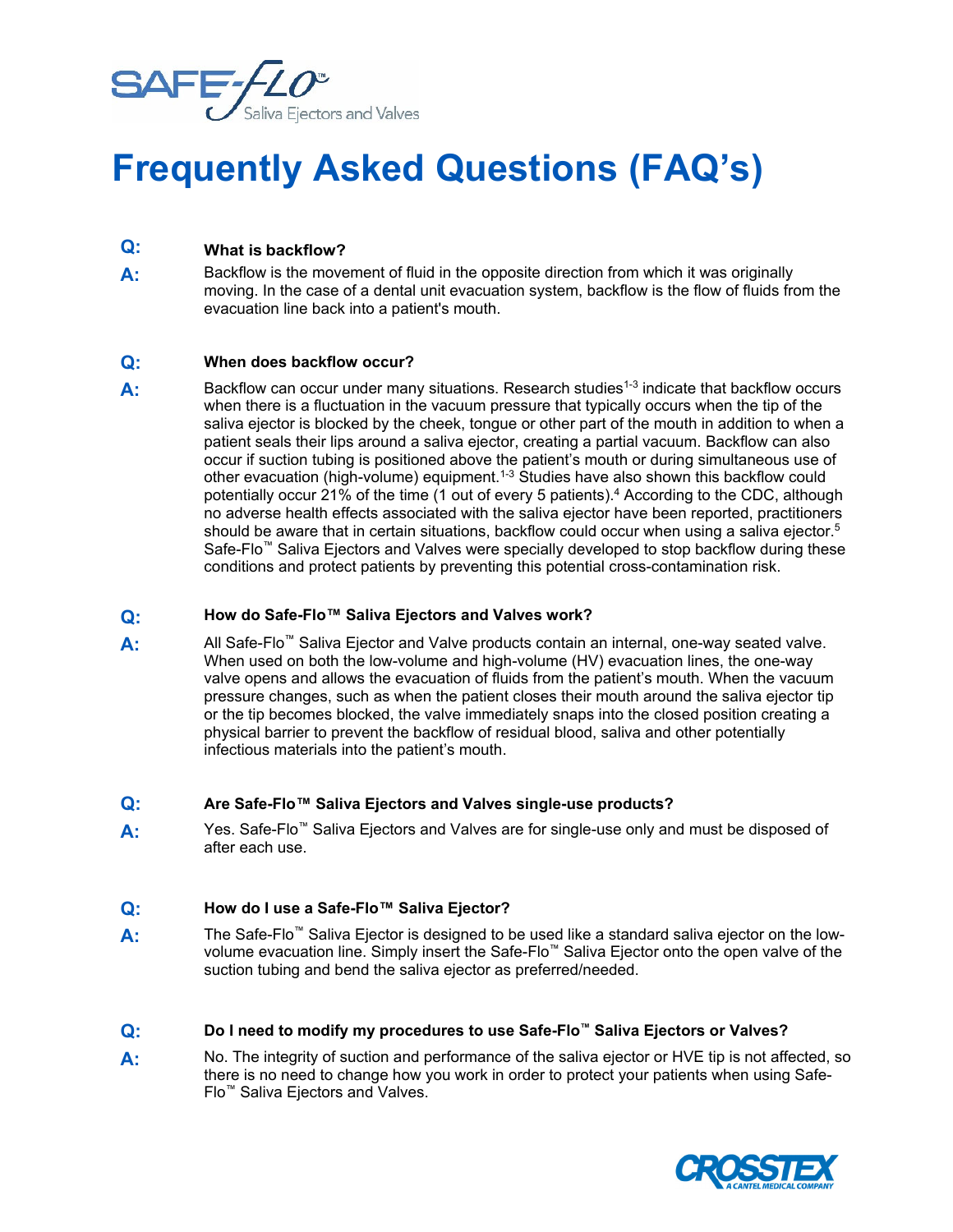SAFE-FLO™ Saliva Ejectors and Valves

# Frequently Asked Questions (FAQ's)

**Q: What is backflow?**

**A:** Backflow is the movement of fluid in the opposite direction from which it was originally moving. In the case of a dental unit evacuation system, backflow is the flow of fluids from the evacuation line back into a patient's mouth.

**Q: When does backflow occur?**

**A:** Backflow can occur under many situations. Research studies[1-3] indicate that backflow occurs when there is a fluctuation in the vacuum pressure that typically occurs when the tip of the saliva ejector is blocked by the cheek, tongue or other part of the mouth in addition to when a patient seals their lips around a saliva ejector, creating a partial vacuum. Backflow can also occur if suction tubing is positioned above the patient's mouth or during simultaneous use of other evacuation (high-volume) equipment.[1-3] Studies have also shown this backflow could potentially occur 21% of the time (1 out of every 5 patients).[4] According to the CDC, although no adverse health effects associated with the saliva ejector have been reported, practitioners should be aware that in certain situations, backflow could occur when using a saliva ejector.[5] Safe-Flo™ Saliva Ejectors and Valves were specially developed to stop backflow during these conditions and protect patients by preventing this potential cross-contamination risk.

**Q: How do Safe-Flo™ Saliva Ejectors and Valves work?**

**A:** All Safe-Flo™ Saliva Ejector and Valve products contain an internal, one-way seated valve. When used on both the low-volume and high-volume (HV) evacuation lines, the one-way valve opens and allows the evacuation of fluids from the patient's mouth. When the vacuum pressure changes, such as when the patient closes their mouth around the saliva ejector tip or the tip becomes blocked, the valve immediately snaps into the closed position creating a physical barrier to prevent the backflow of residual blood, saliva and other potentially infectious materials into the patient's mouth.

**Q: Are Safe-Flo™ Saliva Ejectors and Valves single-use products?**

**A:** Yes. Safe-Flo™ Saliva Ejectors and Valves are for single-use only and must be disposed of after each use.

**Q: How do I use a Safe-Flo™ Saliva Ejector?**

**A:** The Safe-Flo™ Saliva Ejector is designed to be used like a standard saliva ejector on the low-volume evacuation line. Simply insert the Safe-Flo™ Saliva Ejector onto the open valve of the suction tubing and bend the saliva ejector as preferred/needed.

**Q: Do I need to modify my procedures to use Safe-Flo™ Saliva Ejectors or Valves?**

**A:** No. The integrity of suction and performance of the saliva ejector or HVE tip is not affected, so there is no need to change how you work in order to protect your patients when using Safe-Flo™ Saliva Ejectors and Valves.

CROSSTEX A CANTEL MEDICAL COMPANY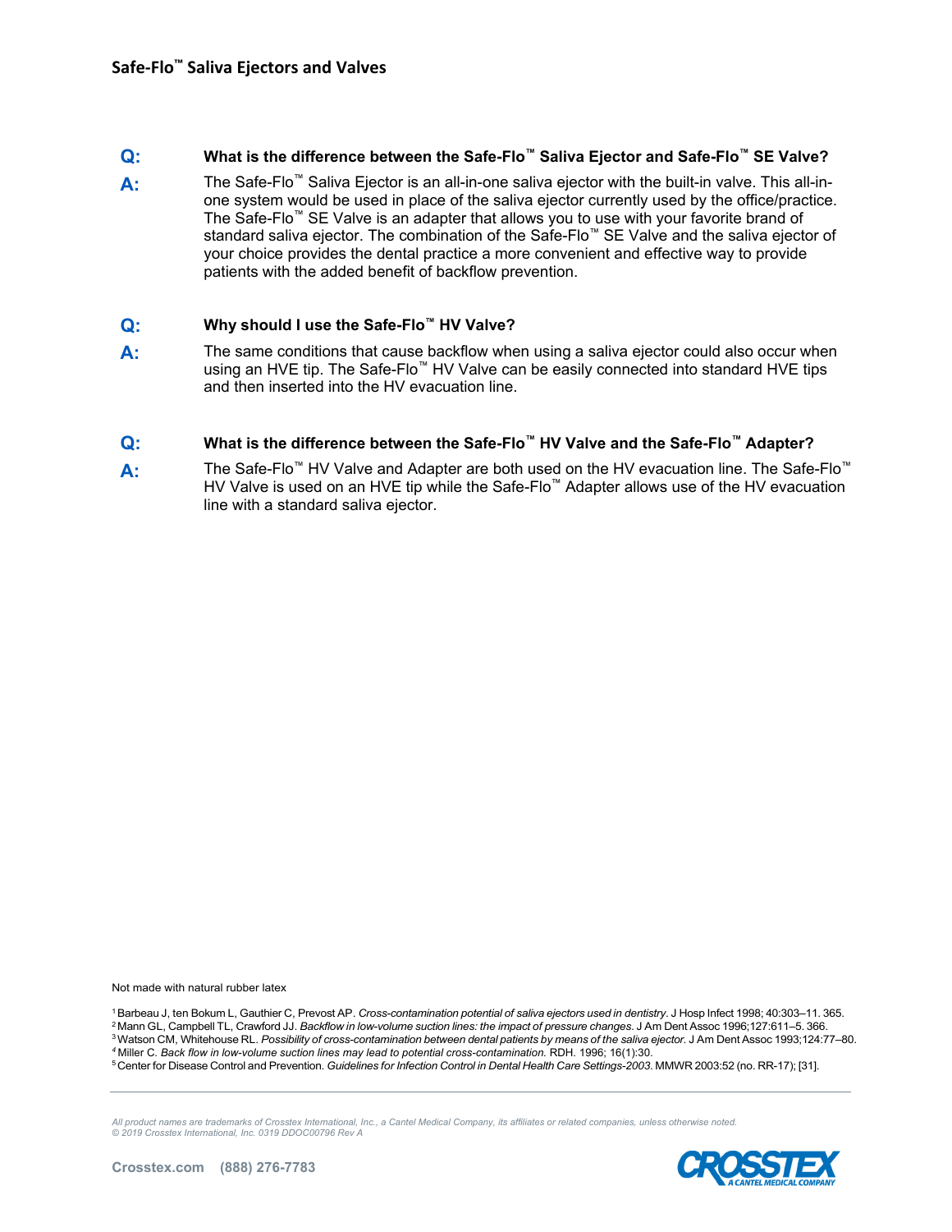**Q: What is the difference between the Safe-Flo™ Saliva Ejector and Safe-Flo™ SE Valve?**

**A:** The Safe-Flo™ Saliva Ejector is an all-in-one saliva ejector with the built-in valve. This all-in-one system would be used in place of the saliva ejector currently used by the office/practice. The Safe-Flo™ SE Valve is an adapter that allows you to use with your favorite brand of standard saliva ejector. The combination of the Safe-Flo™ SE Valve and the saliva ejector of your choice provides the dental practice a more convenient and effective way to provide patients with the added benefit of backflow prevention.

**Q: Why should I use the Safe-Flo™ HV Valve?**

**A:** The same conditions that cause backflow when using a saliva ejector could also occur when using an HVE tip. The Safe-Flo™ HV Valve can be easily connected into standard HVE tips and then inserted into the HV evacuation line.

**Q: What is the difference between the Safe-Flo™ HV Valve and the Safe-Flo™ Adapter?**

**A:** The Safe-Flo™ HV Valve and Adapter are both used on the HV evacuation line. The Safe-Flo™ HV Valve is used on an HVE tip while the Safe-Flo™ Adapter allows use of the HV evacuation line with a standard saliva ejector.

Not made with natural rubber latex

[1] Barbeau J, ten Bokum L, Gauthier C, Prevost AP. *Cross-contamination potential of saliva ejectors used in dentistry*. J Hosp Infect 1998; 40:303–11. 365.
[2] Mann GL, Campbell TL, Crawford JJ. *Backflow in low-volume suction lines: the impact of pressure changes*. J Am Dent Assoc 1996;127:611–5. 366.
[3] Watson CM, Whitehouse RL. *Possibility of cross-contamination between dental patients by means of the saliva ejector*. J Am Dent Assoc 1993;124:77–80.
[4] Miller C. *Back flow in low-volume suction lines may lead to potential cross-contamination*. RDH. 1996; 16(1):30.
[5] Center for Disease Control and Prevention. *Guidelines for Infection Control in Dental Health Care Settings-2003*. MMWR 2003:52 (no. RR-17); [31].

*All product names are trademarks of Crosstex International, Inc., a Cantel Medical Company, its affiliates or related companies, unless otherwise noted.*
*© 2019 Crosstex International, Inc. 0319 DDOC00796 Rev A*

Crosstex.com (888) 276-7783

CROSSTEX A CANTEL MEDICAL COMPANY